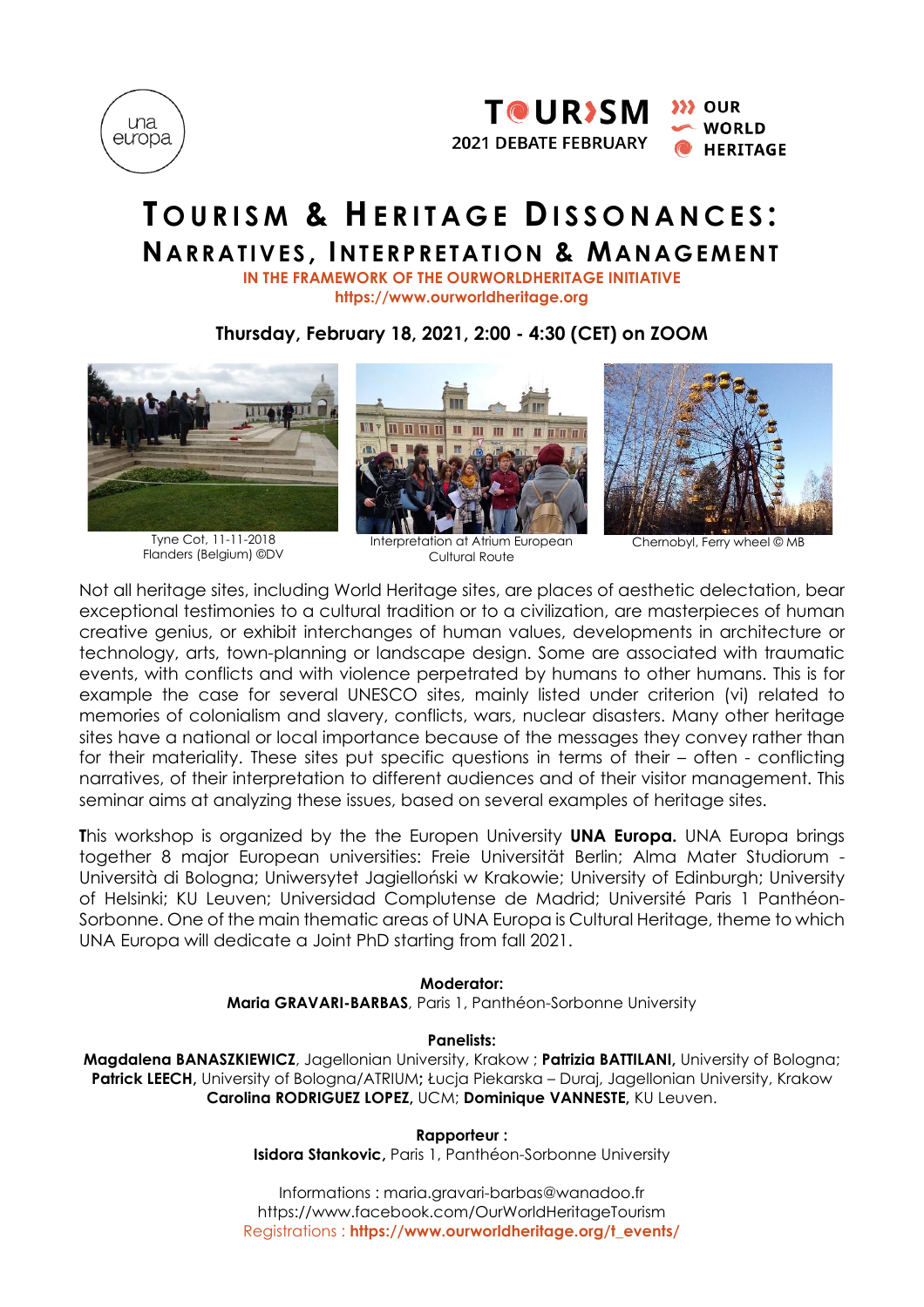una europa

TOURISM 2021 DEBATE FEBRUARY — OUR WORLD HERITAGE

# Tourism & Heritage Dissonances: Narratives, Interpretation & Management

IN THE FRAMEWORK OF THE OURWORLDHERITAGE INITIATIVE
https://www.ourworldheritage.org

**Thursday, February 18, 2021, 2:00 - 4:30 (CET) on ZOOM**

Tyne Cot, 11-11-2018 Flanders (Belgium) ©DV

Interpretation at Atrium European Cultural Route

Chernobyl, Ferry wheel © MB

Not all heritage sites, including World Heritage sites, are places of aesthetic delectation, bear exceptional testimonies to a cultural tradition or to a civilization, are masterpieces of human creative genius, or exhibit interchanges of human values, developments in architecture or technology, arts, town-planning or landscape design. Some are associated with traumatic events, with conflicts and with violence perpetrated by humans to other humans. This is for example the case for several UNESCO sites, mainly listed under criterion (vi) related to memories of colonialism and slavery, conflicts, wars, nuclear disasters. Many other heritage sites have a national or local importance because of the messages they convey rather than for their materiality. These sites put specific questions in terms of their – often - conflicting narratives, of their interpretation to different audiences and of their visitor management. This seminar aims at analyzing these issues, based on several examples of heritage sites.

This workshop is organized by the the Europen University **UNA Europa.** UNA Europa brings together 8 major European universities: Freie Universität Berlin; Alma Mater Studiorum - Università di Bologna; Uniwersytet Jagielloński w Krakowie; University of Edinburgh; University of Helsinki; KU Leuven; Universidad Complutense de Madrid; Université Paris 1 Panthéon-Sorbonne. One of the main thematic areas of UNA Europa is Cultural Heritage, theme to which UNA Europa will dedicate a Joint PhD starting from fall 2021.

**Moderator:**
**Maria GRAVARI-BARBAS**, Paris 1, Panthéon-Sorbonne University

**Panelists:**
**Magdalena BANASZKIEWICZ**, Jagellonian University, Krakow ; **Patrizia BATTILANI,** University of Bologna; **Patrick LEECH,** University of Bologna/ATRIUM**;** Łucja Piekarska – Duraj, Jagellonian University, Krakow **Carolina RODRIGUEZ LOPEZ,** UCM; **Dominique VANNESTE,** KU Leuven.

**Rapporteur :**
**Isidora Stankovic,** Paris 1, Panthéon-Sorbonne University

Informations : maria.gravari-barbas@wanadoo.fr
https://www.facebook.com/OurWorldHeritageTourism
Registrations : **https://www.ourworldheritage.org/t_events/**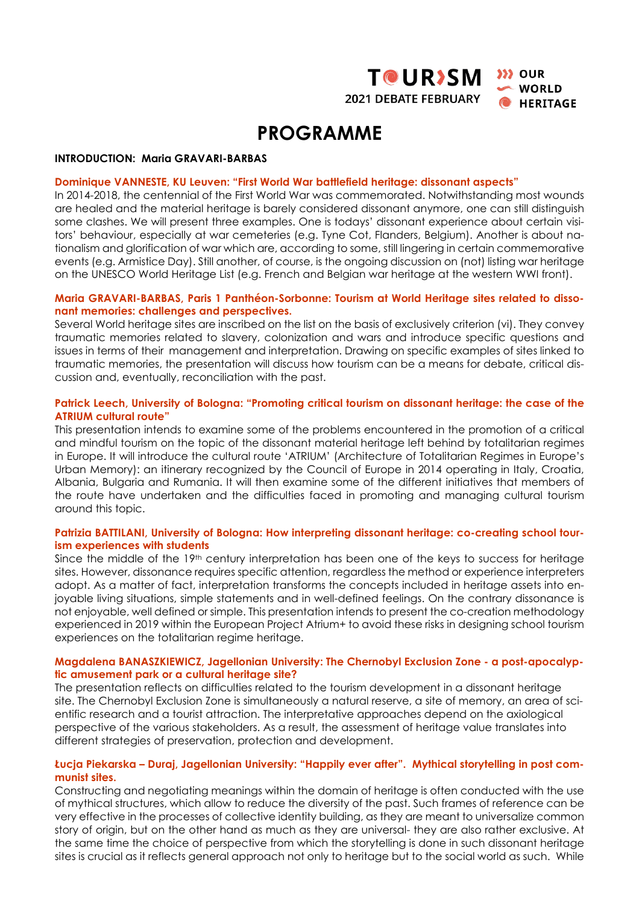# PROGRAMME

**INTRODUCTION: Maria GRAVARI-BARBAS**

**Dominique VANNESTE, KU Leuven: "First World War battlefield heritage: dissonant aspects"**

In 2014-2018, the centennial of the First World War was commemorated. Notwithstanding most wounds are healed and the material heritage is barely considered dissonant anymore, one can still distinguish some clashes. We will present three examples. One is todays' dissonant experience about certain visitors' behaviour, especially at war cemeteries (e.g. Tyne Cot, Flanders, Belgium). Another is about nationalism and glorification of war which are, according to some, still lingering in certain commemorative events (e.g. Armistice Day). Still another, of course, is the ongoing discussion on (not) listing war heritage on the UNESCO World Heritage List (e.g. French and Belgian war heritage at the western WWI front).

**Maria GRAVARI-BARBAS, Paris 1 Panthéon-Sorbonne: Tourism at World Heritage sites related to dissonant memories: challenges and perspectives.**

Several World heritage sites are inscribed on the list on the basis of exclusively criterion (vi). They convey traumatic memories related to slavery, colonization and wars and introduce specific questions and issues in terms of their management and interpretation. Drawing on specific examples of sites linked to traumatic memories, the presentation will discuss how tourism can be a means for debate, critical discussion and, eventually, reconciliation with the past.

**Patrick Leech, University of Bologna: "Promoting critical tourism on dissonant heritage: the case of the ATRIUM cultural route"**

This presentation intends to examine some of the problems encountered in the promotion of a critical and mindful tourism on the topic of the dissonant material heritage left behind by totalitarian regimes in Europe. It will introduce the cultural route 'ATRIUM' (Architecture of Totalitarian Regimes in Europe's Urban Memory): an itinerary recognized by the Council of Europe in 2014 operating in Italy, Croatia, Albania, Bulgaria and Rumania. It will then examine some of the different initiatives that members of the route have undertaken and the difficulties faced in promoting and managing cultural tourism around this topic.

**Patrizia BATTILANI, University of Bologna: How interpreting dissonant heritage: co-creating school tourism experiences with students**

Since the middle of the 19th century interpretation has been one of the keys to success for heritage sites. However, dissonance requires specific attention, regardless the method or experience interpreters adopt. As a matter of fact, interpretation transforms the concepts included in heritage assets into enjoyable living situations, simple statements and in well-defined feelings. On the contrary dissonance is not enjoyable, well defined or simple. This presentation intends to present the co-creation methodology experienced in 2019 within the European Project Atrium+ to avoid these risks in designing school tourism experiences on the totalitarian regime heritage.

**Magdalena BANASZKIEWICZ, Jagellonian University: The Chernobyl Exclusion Zone - a post-apocalyptic amusement park or a cultural heritage site?**

The presentation reflects on difficulties related to the tourism development in a dissonant heritage site. The Chernobyl Exclusion Zone is simultaneously a natural reserve, a site of memory, an area of scientific research and a tourist attraction. The interpretative approaches depend on the axiological perspective of the various stakeholders. As a result, the assessment of heritage value translates into different strategies of preservation, protection and development.

**Łucja Piekarska – Duraj, Jagellonian University: "Happily ever after". Mythical storytelling in post communist sites.**

Constructing and negotiating meanings within the domain of heritage is often conducted with the use of mythical structures, which allow to reduce the diversity of the past. Such frames of reference can be very effective in the processes of collective identity building, as they are meant to universalize common story of origin, but on the other hand as much as they are universal- they are also rather exclusive. At the same time the choice of perspective from which the storytelling is done in such dissonant heritage sites is crucial as it reflects general approach not only to heritage but to the social world as such. While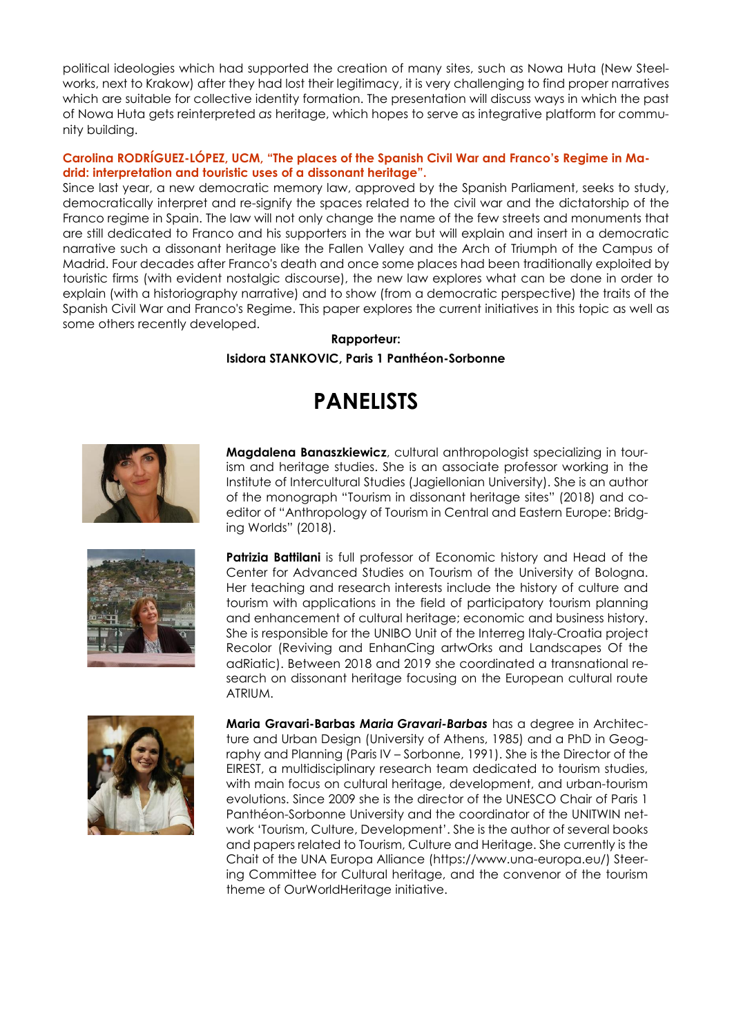political ideologies which had supported the creation of many sites, such as Nowa Huta (New Steelworks, next to Krakow) after they had lost their legitimacy, it is very challenging to find proper narratives which are suitable for collective identity formation. The presentation will discuss ways in which the past of Nowa Huta gets reinterpreted *as* heritage, which hopes to serve as integrative platform for community building.

**Carolina RODRÍGUEZ-LÓPEZ, UCM, "The places of the Spanish Civil War and Franco's Regime in Madrid: interpretation and touristic uses of a dissonant heritage".**

Since last year, a new democratic memory law, approved by the Spanish Parliament, seeks to study, democratically interpret and re-signify the spaces related to the civil war and the dictatorship of the Franco regime in Spain. The law will not only change the name of the few streets and monuments that are still dedicated to Franco and his supporters in the war but will explain and insert in a democratic narrative such a dissonant heritage like the Fallen Valley and the Arch of Triumph of the Campus of Madrid. Four decades after Franco's death and once some places had been traditionally exploited by touristic firms (with evident nostalgic discourse), the new law explores what can be done in order to explain (with a historiography narrative) and to show (from a democratic perspective) the traits of the Spanish Civil War and Franco's Regime. This paper explores the current initiatives in this topic as well as some others recently developed.

**Rapporteur:**

**Isidora STANKOVIC, Paris 1 Panthéon-Sorbonne**

# PANELISTS

**Magdalena Banaszkiewicz**, cultural anthropologist specializing in tourism and heritage studies. She is an associate professor working in the Institute of Intercultural Studies (Jagiellonian University). She is an author of the monograph "Tourism in dissonant heritage sites" (2018) and co-editor of "Anthropology of Tourism in Central and Eastern Europe: Bridging Worlds" (2018).

**Patrizia Battilani** is full professor of Economic history and Head of the Center for Advanced Studies on Tourism of the University of Bologna. Her teaching and research interests include the history of culture and tourism with applications in the field of participatory tourism planning and enhancement of cultural heritage; economic and business history. She is responsible for the UNIBO Unit of the Interreg Italy-Croatia project Recolor (Reviving and EnhanCing artwOrks and Landscapes Of the adRiatic). Between 2018 and 2019 she coordinated a transnational research on dissonant heritage focusing on the European cultural route ATRIUM.

**Maria Gravari-Barbas** ***Maria Gravari-Barbas*** has a degree in Architecture and Urban Design (University of Athens, 1985) and a PhD in Geography and Planning (Paris IV – Sorbonne, 1991). She is the Director of the EIREST, a multidisciplinary research team dedicated to tourism studies, with main focus on cultural heritage, development, and urban-tourism evolutions. Since 2009 she is the director of the UNESCO Chair of Paris 1 Panthéon-Sorbonne University and the coordinator of the UNITWIN network 'Tourism, Culture, Development'. She is the author of several books and papers related to Tourism, Culture and Heritage. She currently is the Chait of the UNA Europa Alliance (https://www.una-europa.eu/) Steering Committee for Cultural heritage, and the convenor of the tourism theme of OurWorldHeritage initiative.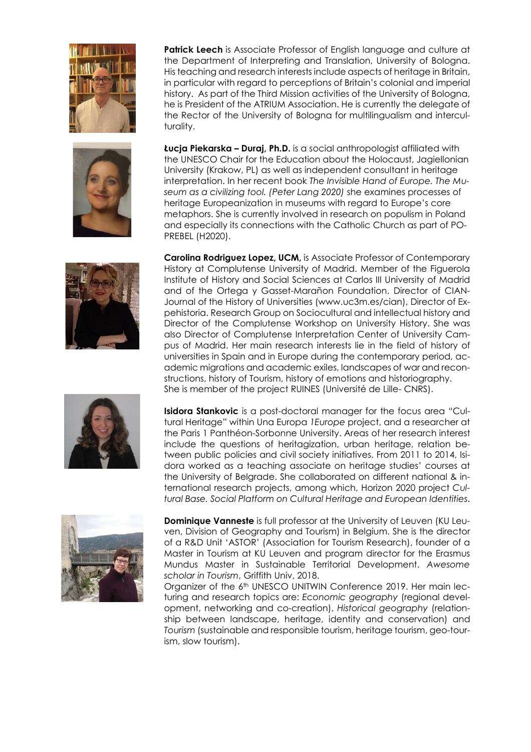**Patrick Leech** is Associate Professor of English language and culture at the Department of Interpreting and Translation, University of Bologna. His teaching and research interests include aspects of heritage in Britain, in particular with regard to perceptions of Britain's colonial and imperial history. As part of the Third Mission activities of the University of Bologna, he is President of the ATRIUM Association. He is currently the delegate of the Rector of the University of Bologna for multilingualism and interculturality.

**Łucja Piekarska – Duraj, Ph.D.** is a social anthropologist affiliated with the UNESCO Chair for the Education about the Holocaust, Jagiellonian University (Krakow, PL) as well as independent consultant in heritage interpretation. In her recent book *The Invisible Hand of Europe. The Museum as a civilizing tool. (Peter Lang 2020)* she examines processes of heritage Europeanization in museums with regard to Europe's core metaphors. She is currently involved in research on populism in Poland and especially its connections with the Catholic Church as part of POPREBEL (H2020).

**Carolina Rodriguez Lopez, UCM,** is Associate Professor of Contemporary History at Complutense University of Madrid. Member of the Figuerola Institute of History and Social Sciences at Carlos III University of Madrid and of the Ortega y Gasset-Marañon Foundation. Director of CIAN-Journal of the History of Universities (www.uc3m.es/cian), Director of Expehistoria. Research Group on Sociocultural and intellectual history and Director of the Complutense Workshop on University History. She was also Director of Complutense Interpretation Center of University Campus of Madrid. Her main research interests lie in the field of history of universities in Spain and in Europe during the contemporary period, academic migrations and academic exiles, landscapes of war and reconstructions, history of Tourism, history of emotions and historiography. She is member of the project RUINES (Université de Lille- CNRS).

**Isidora Stankovic** is a post-doctoral manager for the focus area "Cultural Heritage" within Una Europa *1Europe* project, and a researcher at the Paris 1 Panthéon-Sorbonne University. Areas of her research interest include the questions of heritagization, urban heritage, relation between public policies and civil society initiatives. From 2011 to 2014, Isidora worked as a teaching associate on heritage studies' courses at the University of Belgrade. She collaborated on different national & international research projects, among which, Horizon 2020 project *Cultural Base. Social Platform on Cultural Heritage and European Identities*.

**Dominique Vanneste** is full professor at the University of Leuven (KU Leuven, Division of Geography and Tourism) in Belgium. She is the director of a R&D Unit 'ASTOR' (Association for Tourism Research), founder of a Master in Tourism at KU Leuven and program director for the Erasmus Mundus Master in Sustainable Territorial Development. *Awesome scholar in Tourism*, Griffith Univ, 2018.
Organizer of the 6th UNESCO UNITWIN Conference 2019. Her main lecturing and research topics are: *Economic geography* (regional development, networking and co-creation), *Historical geography* (relationship between landscape, heritage, identity and conservation) and *Tourism* (sustainable and responsible tourism, heritage tourism, geo-tourism, slow tourism).